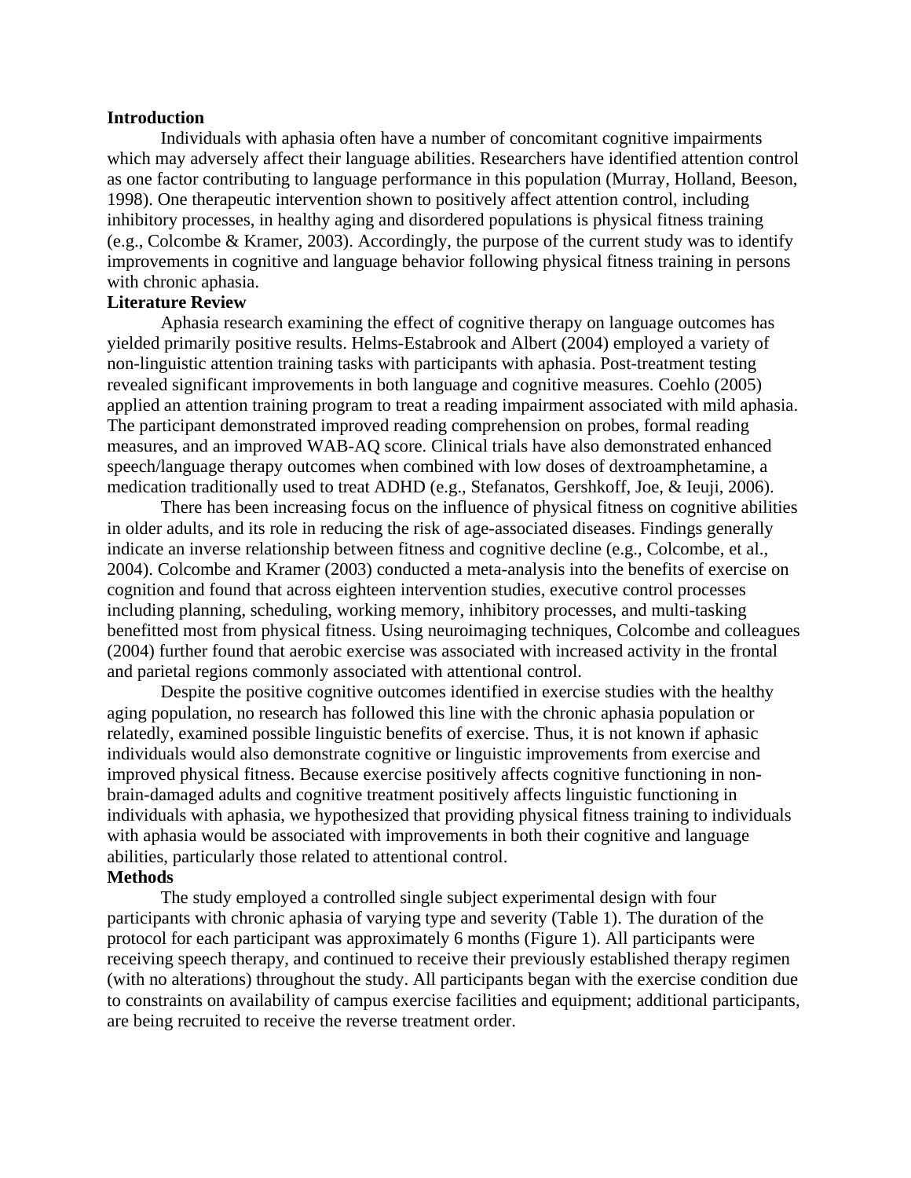## Introduction

Individuals with aphasia often have a number of concomitant cognitive impairments which may adversely affect their language abilities. Researchers have identified attention control as one factor contributing to language performance in this population (Murray, Holland, Beeson, 1998). One therapeutic intervention shown to positively affect attention control, including inhibitory processes, in healthy aging and disordered populations is physical fitness training (e.g., Colcombe & Kramer, 2003). Accordingly, the purpose of the current study was to identify improvements in cognitive and language behavior following physical fitness training in persons with chronic aphasia.

## Literature Review

Aphasia research examining the effect of cognitive therapy on language outcomes has yielded primarily positive results. Helms-Estabrook and Albert (2004) employed a variety of non-linguistic attention training tasks with participants with aphasia. Post-treatment testing revealed significant improvements in both language and cognitive measures. Coehlo (2005) applied an attention training program to treat a reading impairment associated with mild aphasia. The participant demonstrated improved reading comprehension on probes, formal reading measures, and an improved WAB-AQ score. Clinical trials have also demonstrated enhanced speech/language therapy outcomes when combined with low doses of dextroamphetamine, a medication traditionally used to treat ADHD (e.g., Stefanatos, Gershkoff, Joe, & Ieuji, 2006).

There has been increasing focus on the influence of physical fitness on cognitive abilities in older adults, and its role in reducing the risk of age-associated diseases. Findings generally indicate an inverse relationship between fitness and cognitive decline (e.g., Colcombe, et al., 2004). Colcombe and Kramer (2003) conducted a meta-analysis into the benefits of exercise on cognition and found that across eighteen intervention studies, executive control processes including planning, scheduling, working memory, inhibitory processes, and multi-tasking benefitted most from physical fitness. Using neuroimaging techniques, Colcombe and colleagues (2004) further found that aerobic exercise was associated with increased activity in the frontal and parietal regions commonly associated with attentional control.

Despite the positive cognitive outcomes identified in exercise studies with the healthy aging population, no research has followed this line with the chronic aphasia population or relatedly, examined possible linguistic benefits of exercise. Thus, it is not known if aphasic individuals would also demonstrate cognitive or linguistic improvements from exercise and improved physical fitness. Because exercise positively affects cognitive functioning in non-brain-damaged adults and cognitive treatment positively affects linguistic functioning in individuals with aphasia, we hypothesized that providing physical fitness training to individuals with aphasia would be associated with improvements in both their cognitive and language abilities, particularly those related to attentional control.

## Methods

The study employed a controlled single subject experimental design with four participants with chronic aphasia of varying type and severity (Table 1). The duration of the protocol for each participant was approximately 6 months (Figure 1). All participants were receiving speech therapy, and continued to receive their previously established therapy regimen (with no alterations) throughout the study. All participants began with the exercise condition due to constraints on availability of campus exercise facilities and equipment; additional participants, are being recruited to receive the reverse treatment order.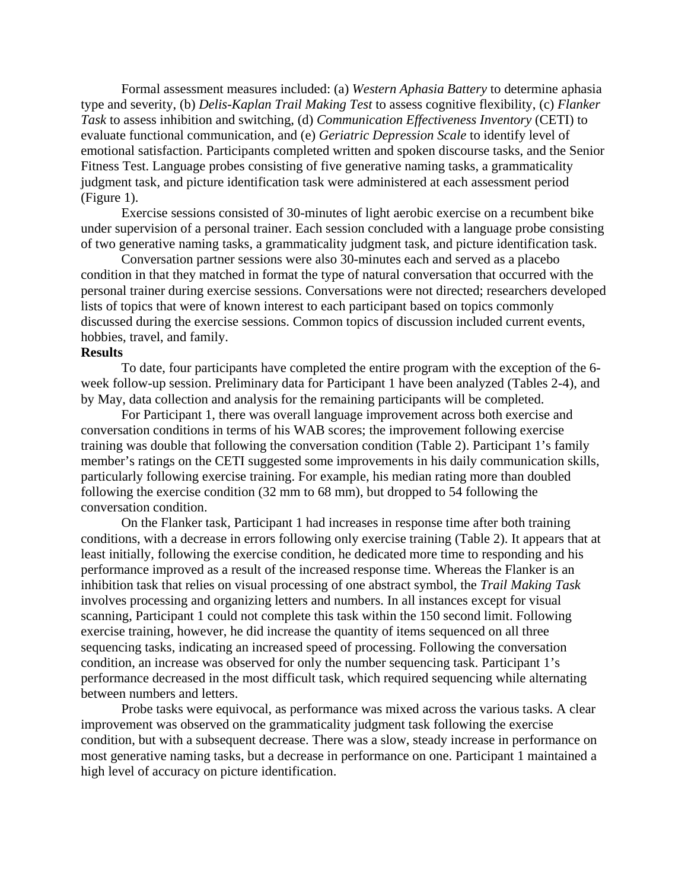Formal assessment measures included: (a) *Western Aphasia Battery* to determine aphasia type and severity, (b) *Delis-Kaplan Trail Making Test* to assess cognitive flexibility, (c) *Flanker Task* to assess inhibition and switching, (d) *Communication Effectiveness Inventory* (CETI) to evaluate functional communication, and (e) *Geriatric Depression Scale* to identify level of emotional satisfaction. Participants completed written and spoken discourse tasks, and the Senior Fitness Test. Language probes consisting of five generative naming tasks, a grammaticality judgment task, and picture identification task were administered at each assessment period (Figure 1).

Exercise sessions consisted of 30-minutes of light aerobic exercise on a recumbent bike under supervision of a personal trainer. Each session concluded with a language probe consisting of two generative naming tasks, a grammaticality judgment task, and picture identification task.

Conversation partner sessions were also 30-minutes each and served as a placebo condition in that they matched in format the type of natural conversation that occurred with the personal trainer during exercise sessions. Conversations were not directed; researchers developed lists of topics that were of known interest to each participant based on topics commonly discussed during the exercise sessions. Common topics of discussion included current events, hobbies, travel, and family.

**Results**

To date, four participants have completed the entire program with the exception of the 6-week follow-up session. Preliminary data for Participant 1 have been analyzed (Tables 2-4), and by May, data collection and analysis for the remaining participants will be completed.

For Participant 1, there was overall language improvement across both exercise and conversation conditions in terms of his WAB scores; the improvement following exercise training was double that following the conversation condition (Table 2). Participant 1's family member's ratings on the CETI suggested some improvements in his daily communication skills, particularly following exercise training. For example, his median rating more than doubled following the exercise condition (32 mm to 68 mm), but dropped to 54 following the conversation condition.

On the Flanker task, Participant 1 had increases in response time after both training conditions, with a decrease in errors following only exercise training (Table 2). It appears that at least initially, following the exercise condition, he dedicated more time to responding and his performance improved as a result of the increased response time. Whereas the Flanker is an inhibition task that relies on visual processing of one abstract symbol, the *Trail Making Task* involves processing and organizing letters and numbers. In all instances except for visual scanning, Participant 1 could not complete this task within the 150 second limit. Following exercise training, however, he did increase the quantity of items sequenced on all three sequencing tasks, indicating an increased speed of processing. Following the conversation condition, an increase was observed for only the number sequencing task. Participant 1's performance decreased in the most difficult task, which required sequencing while alternating between numbers and letters.

Probe tasks were equivocal, as performance was mixed across the various tasks. A clear improvement was observed on the grammaticality judgment task following the exercise condition, but with a subsequent decrease. There was a slow, steady increase in performance on most generative naming tasks, but a decrease in performance on one. Participant 1 maintained a high level of accuracy on picture identification.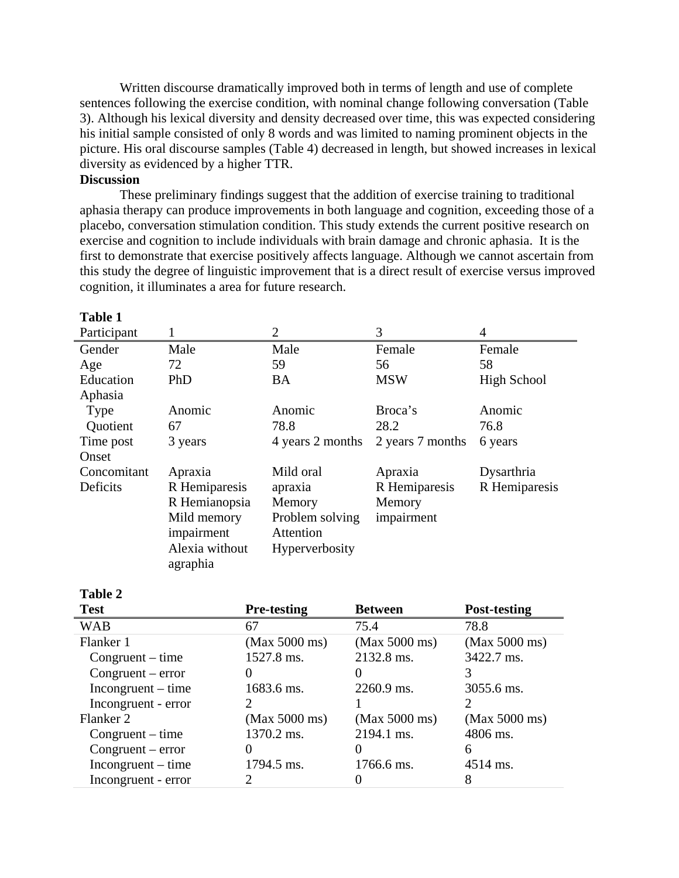Written discourse dramatically improved both in terms of length and use of complete sentences following the exercise condition, with nominal change following conversation (Table 3). Although his lexical diversity and density decreased over time, this was expected considering his initial sample consisted of only 8 words and was limited to naming prominent objects in the picture. His oral discourse samples (Table 4) decreased in length, but showed increases in lexical diversity as evidenced by a higher TTR.

**Discussion**

These preliminary findings suggest that the addition of exercise training to traditional aphasia therapy can produce improvements in both language and cognition, exceeding those of a placebo, conversation stimulation condition. This study extends the current positive research on exercise and cognition to include individuals with brain damage and chronic aphasia. It is the first to demonstrate that exercise positively affects language. Although we cannot ascertain from this study the degree of linguistic improvement that is a direct result of exercise versus improved cognition, it illuminates a area for future research.

**Table 1**

| Participant | 1 | 2 | 3 | 4 |
|---|---|---|---|---|
| Gender | Male | Male | Female | Female |
| Age | 72 | 59 | 56 | 58 |
| Education | PhD | BA | MSW | High School |
| Aphasia | | | | |
| Type | Anomic | Anomic | Broca's | Anomic |
| Quotient | 67 | 78.8 | 28.2 | 76.8 |
| Time post Onset | 3 years | 4 years 2 months | 2 years 7 months | 6 years |
| Concomitant Deficits | Apraxia<br>R Hemiparesis<br>R Hemianopsia<br>Mild memory impairment<br>Alexia without agraphia | Mild oral apraxia<br>Memory<br>Problem solving<br>Attention<br>Hyperverbosity | Apraxia<br>R Hemiparesis<br>Memory impairment | Dysarthria<br>R Hemiparesis |

**Table 2**

| **Test** | **Pre-testing** | **Between** | **Post-testing** |
|---|---|---|---|
| WAB | 67 | 75.4 | 78.8 |
| Flanker 1 | (Max 5000 ms) | (Max 5000 ms) | (Max 5000 ms) |
| Congruent – time | 1527.8 ms. | 2132.8 ms. | 3422.7 ms. |
| Congruent – error | 0 | 0 | 3 |
| Incongruent – time | 1683.6 ms. | 2260.9 ms. | 3055.6 ms. |
| Incongruent - error | 2 | 1 | 2 |
| Flanker 2 | (Max 5000 ms) | (Max 5000 ms) | (Max 5000 ms) |
| Congruent – time | 1370.2 ms. | 2194.1 ms. | 4806 ms. |
| Congruent – error | 0 | 0 | 6 |
| Incongruent – time | 1794.5 ms. | 1766.6 ms. | 4514 ms. |
| Incongruent - error | 2 | 0 | 8 |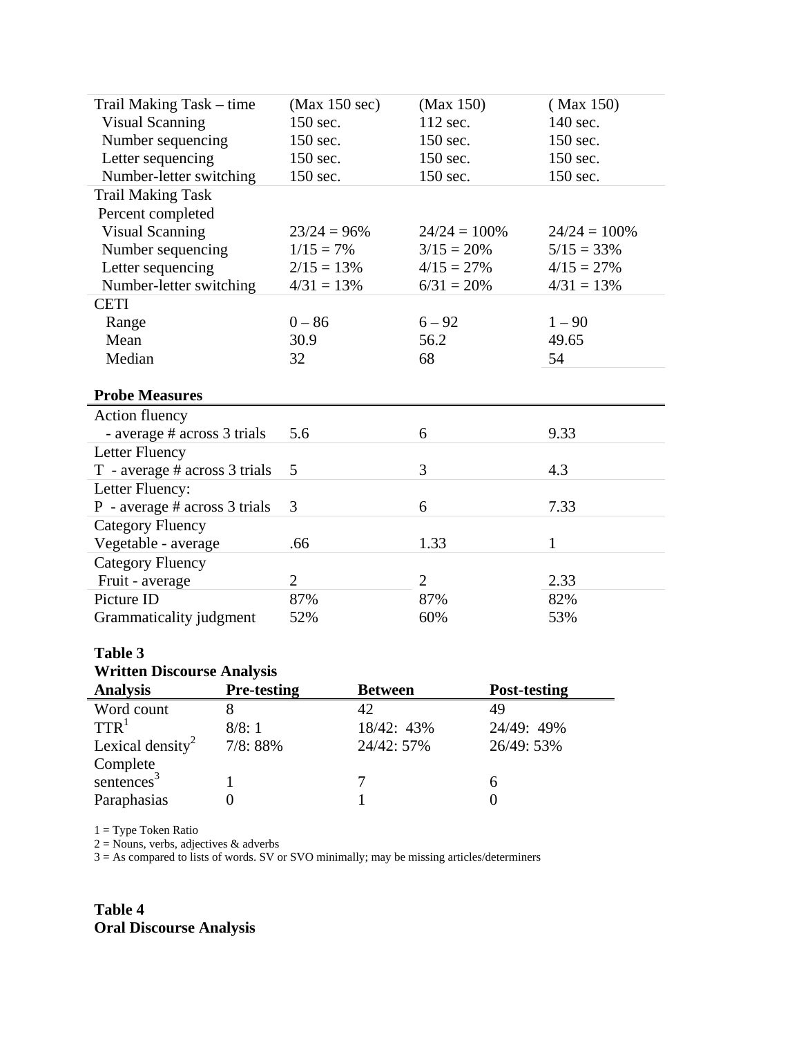| | | | |
|---|---|---|---|
| Trail Making Task – time | (Max 150 sec) | (Max 150) | ( Max 150) |
| Visual Scanning | 150 sec. | 112 sec. | 140 sec. |
| Number sequencing | 150 sec. | 150 sec. | 150 sec. |
| Letter sequencing | 150 sec. | 150 sec. | 150 sec. |
| Number-letter switching | 150 sec. | 150 sec. | 150 sec. |
| Trail Making Task Percent completed | | | |
| Visual Scanning | 23/24 = 96% | 24/24 = 100% | 24/24 = 100% |
| Number sequencing | 1/15 = 7% | 3/15 = 20% | 5/15 = 33% |
| Letter sequencing | 2/15 = 13% | 4/15 = 27% | 4/15 = 27% |
| Number-letter switching | 4/31 = 13% | 6/31 = 20% | 4/31 = 13% |
| CETI | | | |
| Range | 0 – 86 | 6 – 92 | 1 – 90 |
| Mean | 30.9 | 56.2 | 49.65 |
| Median | 32 | 68 | 54 |
| **Probe Measures** | | | |
| Action fluency - average # across 3 trials | 5.6 | 6 | 9.33 |
| Letter Fluency T - average # across 3 trials | 5 | 3 | 4.3 |
| Letter Fluency: P - average # across 3 trials | 3 | 6 | 7.33 |
| Category Fluency Vegetable - average | .66 | 1.33 | 1 |
| Category Fluency Fruit - average | 2 | 2 | 2.33 |
| Picture ID | 87% | 87% | 82% |
| Grammaticality judgment | 52% | 60% | 53% |

**Table 3**
**Written Discourse Analysis**

| Analysis | Pre-testing | Between | Post-testing |
|---|---|---|---|
| Word count | 8 | 42 | 49 |
| TTR[1] | 8/8: 1 | 18/42: 43% | 24/49: 49% |
| Lexical density[2] | 7/8: 88% | 24/42: 57% | 26/49: 53% |
| Complete sentences[3] | 1 | 7 | 6 |
| Paraphasias | 0 | 1 | 0 |

1 = Type Token Ratio
2 = Nouns, verbs, adjectives & adverbs
3 = As compared to lists of words. SV or SVO minimally; may be missing articles/determiners

**Table 4**
**Oral Discourse Analysis**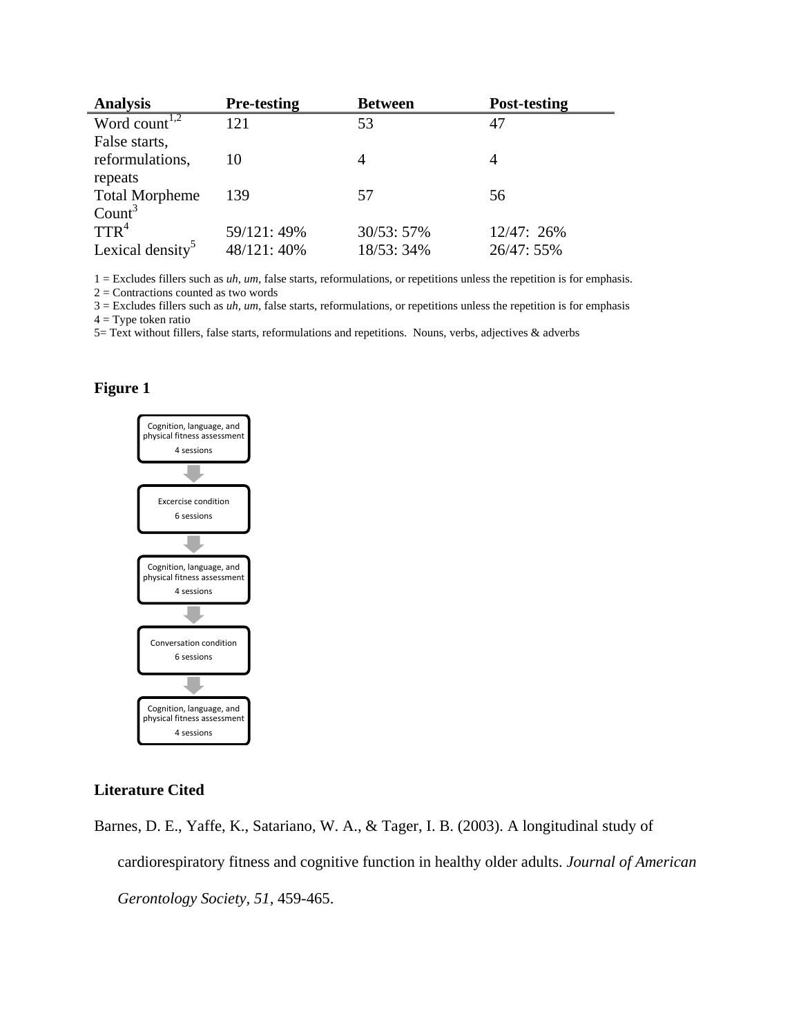| Analysis | Pre-testing | Between | Post-testing |
|---|---|---|---|
| Word count[1,2] | 121 | 53 | 47 |
| False starts, reformulations, repeats | 10 | 4 | 4 |
| Total Morpheme Count[3] | 139 | 57 | 56 |
| TTR[4] | 59/121: 49% | 30/53: 57% | 12/47: 26% |
| Lexical density[5] | 48/121: 40% | 18/53: 34% | 26/47: 55% |

1 = Excludes fillers such as *uh, um,* false starts, reformulations, or repetitions unless the repetition is for emphasis.
2 = Contractions counted as two words
3 = Excludes fillers such as *uh, um,* false starts, reformulations, or repetitions unless the repetition is for emphasis
4 = Type token ratio
5= Text without fillers, false starts, reformulations and repetitions. Nouns, verbs, adjectives & adverbs

**Figure 1**

Cognition, language, and physical fitness assessment
4 sessions

↓

Excercise condition
6 sessions

↓

Cognition, language, and physical fitness assessment
4 sessions

↓

Conversation condition
6 sessions

↓

Cognition, language, and physical fitness assessment
4 sessions

## Literature Cited

Barnes, D. E., Yaffe, K., Satariano, W. A., & Tager, I. B. (2003). A longitudinal study of cardiorespiratory fitness and cognitive function in healthy older adults. *Journal of American Gerontology Society*, *51*, 459-465.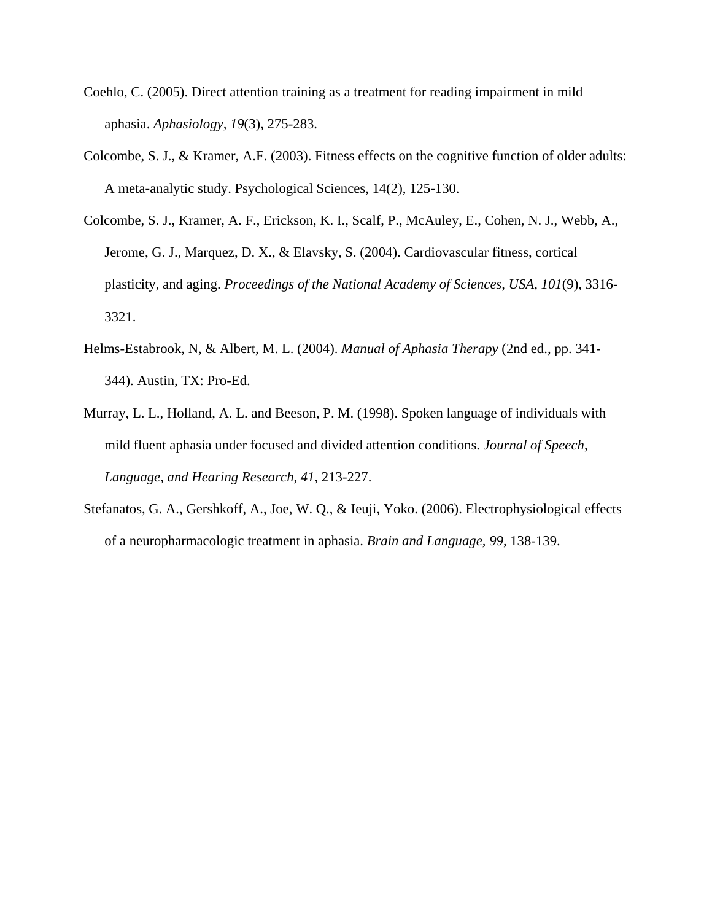Coehlo, C. (2005). Direct attention training as a treatment for reading impairment in mild aphasia. *Aphasiology, 19*(3), 275-283.

Colcombe, S. J., & Kramer, A.F. (2003). Fitness effects on the cognitive function of older adults: A meta-analytic study. Psychological Sciences, 14(2), 125-130.

Colcombe, S. J., Kramer, A. F., Erickson, K. I., Scalf, P., McAuley, E., Cohen, N. J., Webb, A., Jerome, G. J., Marquez, D. X., & Elavsky, S. (2004). Cardiovascular fitness, cortical plasticity, and aging. *Proceedings of the National Academy of Sciences, USA, 101*(9), 3316-3321.

Helms-Estabrook, N, & Albert, M. L. (2004). *Manual of Aphasia Therapy* (2nd ed., pp. 341-344). Austin, TX: Pro-Ed.

Murray, L. L., Holland, A. L. and Beeson, P. M. (1998). Spoken language of individuals with mild fluent aphasia under focused and divided attention conditions. *Journal of Speech, Language, and Hearing Research, 41*, 213-227.

Stefanatos, G. A., Gershkoff, A., Joe, W. Q., & Ieuji, Yoko. (2006). Electrophysiological effects of a neuropharmacologic treatment in aphasia. *Brain and Language, 99*, 138-139.